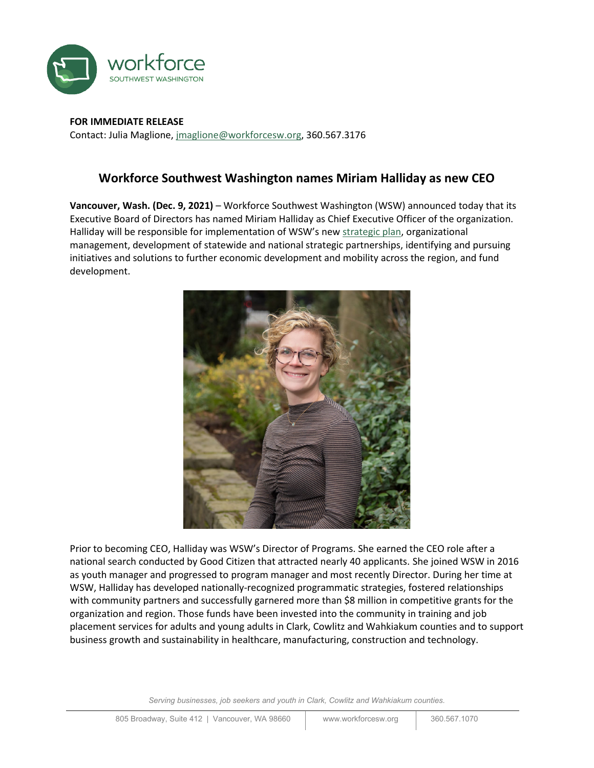workforce
SOUTHWEST WASHINGTON

**FOR IMMEDIATE RELEASE**
Contact: Julia Maglione, jmaglione@workforcesw.org, 360.567.3176

## Workforce Southwest Washington names Miriam Halliday as new CEO

**Vancouver, Wash. (Dec. 9, 2021)** – Workforce Southwest Washington (WSW) announced today that its Executive Board of Directors has named Miriam Halliday as Chief Executive Officer of the organization. Halliday will be responsible for implementation of WSW's new strategic plan, organizational management, development of statewide and national strategic partnerships, identifying and pursuing initiatives and solutions to further economic development and mobility across the region, and fund development.

Prior to becoming CEO, Halliday was WSW's Director of Programs. She earned the CEO role after a national search conducted by Good Citizen that attracted nearly 40 applicants. She joined WSW in 2016 as youth manager and progressed to program manager and most recently Director. During her time at WSW, Halliday has developed nationally-recognized programmatic strategies, fostered relationships with community partners and successfully garnered more than $8 million in competitive grants for the organization and region. Those funds have been invested into the community in training and job placement services for adults and young adults in Clark, Cowlitz and Wahkiakum counties and to support business growth and sustainability in healthcare, manufacturing, construction and technology.

*Serving businesses, job seekers and youth in Clark, Cowlitz and Wahkiakum counties.*

805 Broadway, Suite 412 | Vancouver, WA 98660 | www.workforcesw.org | 360.567.1070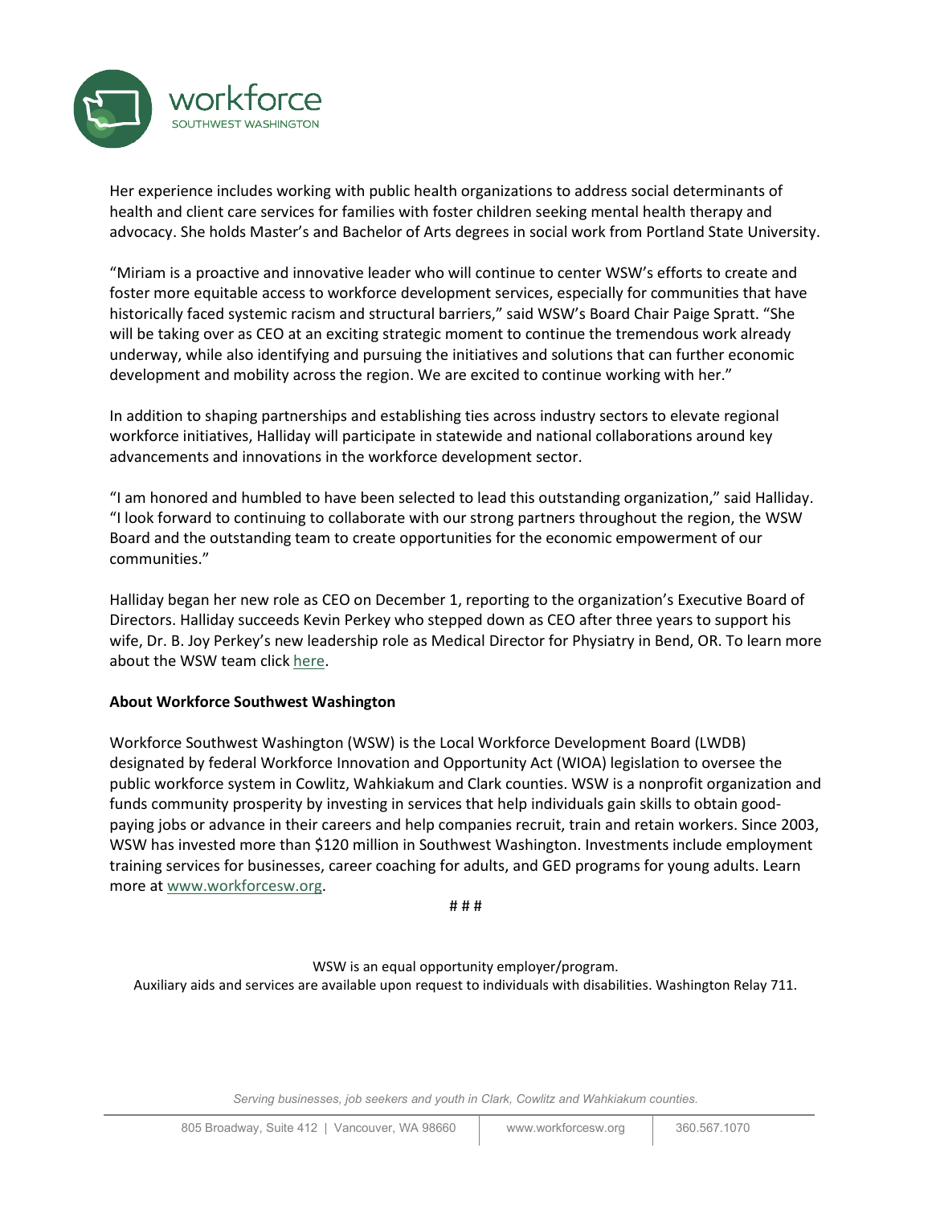Her experience includes working with public health organizations to address social determinants of health and client care services for families with foster children seeking mental health therapy and advocacy. She holds Master's and Bachelor of Arts degrees in social work from Portland State University.

"Miriam is a proactive and innovative leader who will continue to center WSW's efforts to create and foster more equitable access to workforce development services, especially for communities that have historically faced systemic racism and structural barriers," said WSW's Board Chair Paige Spratt. "She will be taking over as CEO at an exciting strategic moment to continue the tremendous work already underway, while also identifying and pursuing the initiatives and solutions that can further economic development and mobility across the region. We are excited to continue working with her."

In addition to shaping partnerships and establishing ties across industry sectors to elevate regional workforce initiatives, Halliday will participate in statewide and national collaborations around key advancements and innovations in the workforce development sector.

"I am honored and humbled to have been selected to lead this outstanding organization," said Halliday. "I look forward to continuing to collaborate with our strong partners throughout the region, the WSW Board and the outstanding team to create opportunities for the economic empowerment of our communities."

Halliday began her new role as CEO on December 1, reporting to the organization's Executive Board of Directors. Halliday succeeds Kevin Perkey who stepped down as CEO after three years to support his wife, Dr. B. Joy Perkey's new leadership role as Medical Director for Physiatry in Bend, OR. To learn more about the WSW team click here.

**About Workforce Southwest Washington**

Workforce Southwest Washington (WSW) is the Local Workforce Development Board (LWDB) designated by federal Workforce Innovation and Opportunity Act (WIOA) legislation to oversee the public workforce system in Cowlitz, Wahkiakum and Clark counties. WSW is a nonprofit organization and funds community prosperity by investing in services that help individuals gain skills to obtain good-paying jobs or advance in their careers and help companies recruit, train and retain workers. Since 2003, WSW has invested more than $120 million in Southwest Washington. Investments include employment training services for businesses, career coaching for adults, and GED programs for young adults. Learn more at www.workforcesw.org.

# # #

WSW is an equal opportunity employer/program.
Auxiliary aids and services are available upon request to individuals with disabilities. Washington Relay 711.